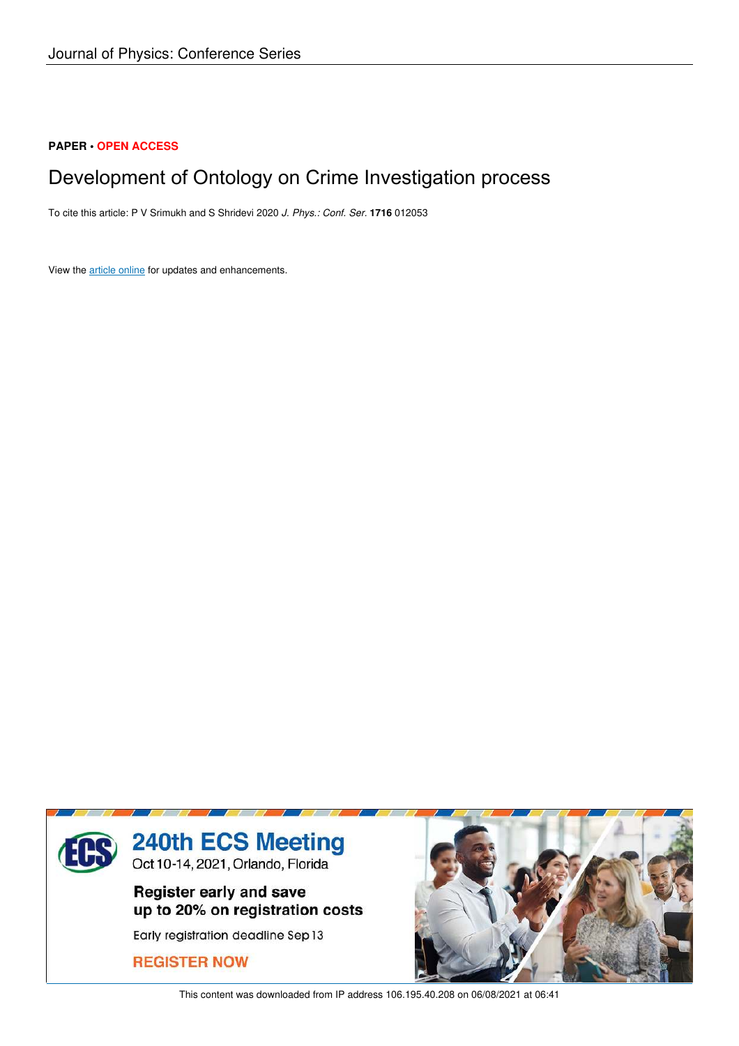Journal of Physics: Conference Series

**PAPER • OPEN ACCESS**

# Development of Ontology on Crime Investigation process

To cite this article: P V Srimukh and S Shridevi 2020 *J. Phys.: Conf. Ser.* **1716** 012053

View the article online for updates and enhancements.

**240th ECS Meeting**
Oct 10-14, 2021, Orlando, Florida

**Register early and save up to 20% on registration costs**

Early registration deadline Sep 13

**REGISTER NOW**

This content was downloaded from IP address 106.195.40.208 on 06/08/2021 at 06:41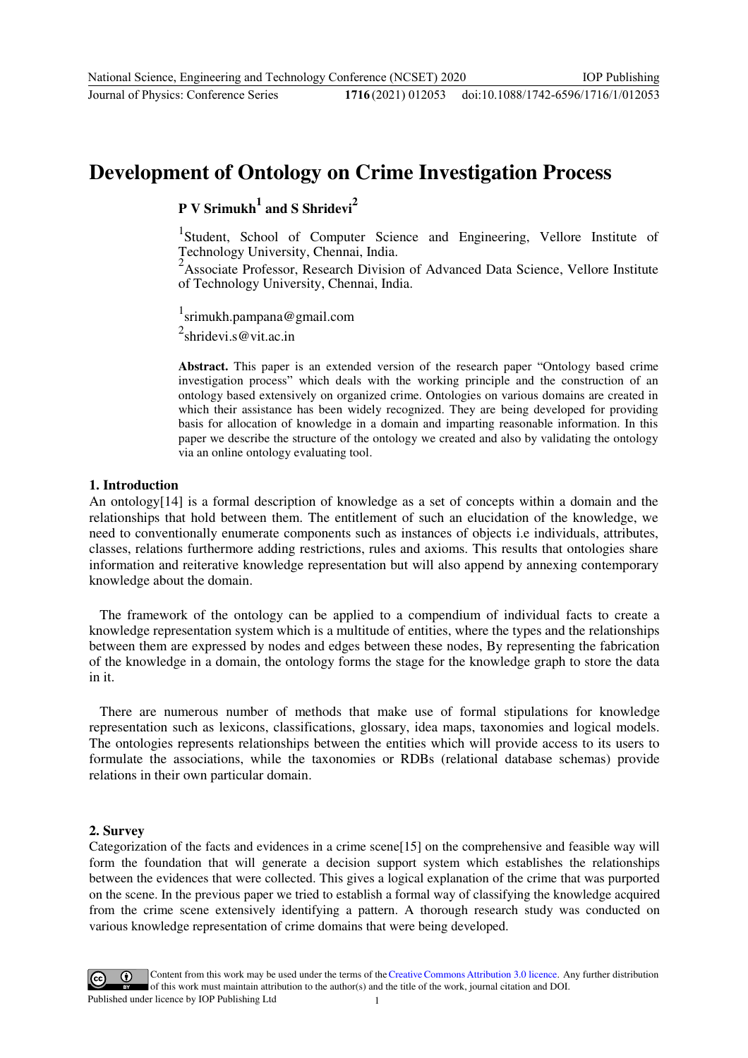# Development of Ontology on Crime Investigation Process

**P V Srimukh[1] and S Shridevi[2]**

[1]Student, School of Computer Science and Engineering, Vellore Institute of Technology University, Chennai, India.
[2]Associate Professor, Research Division of Advanced Data Science, Vellore Institute of Technology University, Chennai, India.

[1]srimukh.pampana@gmail.com
[2]shridevi.s@vit.ac.in

**Abstract.** This paper is an extended version of the research paper "Ontology based crime investigation process" which deals with the working principle and the construction of an ontology based extensively on organized crime. Ontologies on various domains are created in which their assistance has been widely recognized. They are being developed for providing basis for allocation of knowledge in a domain and imparting reasonable information. In this paper we describe the structure of the ontology we created and also by validating the ontology via an online ontology evaluating tool.

## 1. Introduction

An ontology[14] is a formal description of knowledge as a set of concepts within a domain and the relationships that hold between them. The entitlement of such an elucidation of the knowledge, we need to conventionally enumerate components such as instances of objects i.e individuals, attributes, classes, relations furthermore adding restrictions, rules and axioms. This results that ontologies share information and reiterative knowledge representation but will also append by annexing contemporary knowledge about the domain.

The framework of the ontology can be applied to a compendium of individual facts to create a knowledge representation system which is a multitude of entities, where the types and the relationships between them are expressed by nodes and edges between these nodes, By representing the fabrication of the knowledge in a domain, the ontology forms the stage for the knowledge graph to store the data in it.

There are numerous number of methods that make use of formal stipulations for knowledge representation such as lexicons, classifications, glossary, idea maps, taxonomies and logical models. The ontologies represents relationships between the entities which will provide access to its users to formulate the associations, while the taxonomies or RDBs (relational database schemas) provide relations in their own particular domain.

## 2. Survey

Categorization of the facts and evidences in a crime scene[15] on the comprehensive and feasible way will form the foundation that will generate a decision support system which establishes the relationships between the evidences that were collected. This gives a logical explanation of the crime that was purported on the scene. In the previous paper we tried to establish a formal way of classifying the knowledge acquired from the crime scene extensively identifying a pattern. A thorough research study was conducted on various knowledge representation of crime domains that were being developed.

Content from this work may be used under the terms of the Creative Commons Attribution 3.0 licence. Any further distribution of this work must maintain attribution to the author(s) and the title of the work, journal citation and DOI.
Published under licence by IOP Publishing Ltd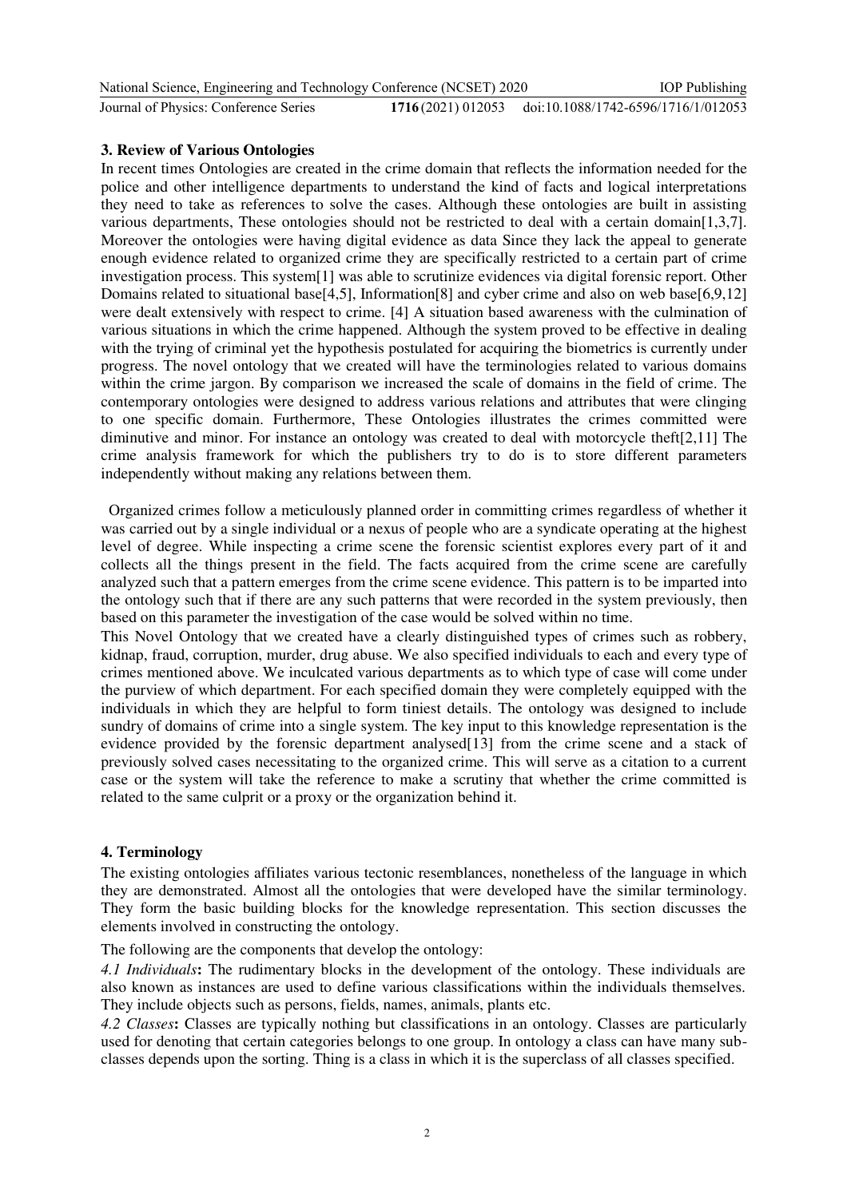## 3. Review of Various Ontologies

In recent times Ontologies are created in the crime domain that reflects the information needed for the police and other intelligence departments to understand the kind of facts and logical interpretations they need to take as references to solve the cases. Although these ontologies are built in assisting various departments, These ontologies should not be restricted to deal with a certain domain[1,3,7]. Moreover the ontologies were having digital evidence as data Since they lack the appeal to generate enough evidence related to organized crime they are specifically restricted to a certain part of crime investigation process. This system[1] was able to scrutinize evidences via digital forensic report. Other Domains related to situational base[4,5], Information[8] and cyber crime and also on web base[6,9,12] were dealt extensively with respect to crime. [4] A situation based awareness with the culmination of various situations in which the crime happened. Although the system proved to be effective in dealing with the trying of criminal yet the hypothesis postulated for acquiring the biometrics is currently under progress. The novel ontology that we created will have the terminologies related to various domains within the crime jargon. By comparison we increased the scale of domains in the field of crime. The contemporary ontologies were designed to address various relations and attributes that were clinging to one specific domain. Furthermore, These Ontologies illustrates the crimes committed were diminutive and minor. For instance an ontology was created to deal with motorcycle theft[2,11] The crime analysis framework for which the publishers try to do is to store different parameters independently without making any relations between them.

Organized crimes follow a meticulously planned order in committing crimes regardless of whether it was carried out by a single individual or a nexus of people who are a syndicate operating at the highest level of degree. While inspecting a crime scene the forensic scientist explores every part of it and collects all the things present in the field. The facts acquired from the crime scene are carefully analyzed such that a pattern emerges from the crime scene evidence. This pattern is to be imparted into the ontology such that if there are any such patterns that were recorded in the system previously, then based on this parameter the investigation of the case would be solved within no time.

This Novel Ontology that we created have a clearly distinguished types of crimes such as robbery, kidnap, fraud, corruption, murder, drug abuse. We also specified individuals to each and every type of crimes mentioned above. We inculcated various departments as to which type of case will come under the purview of which department. For each specified domain they were completely equipped with the individuals in which they are helpful to form tiniest details. The ontology was designed to include sundry of domains of crime into a single system. The key input to this knowledge representation is the evidence provided by the forensic department analysed[13] from the crime scene and a stack of previously solved cases necessitating to the organized crime. This will serve as a citation to a current case or the system will take the reference to make a scrutiny that whether the crime committed is related to the same culprit or a proxy or the organization behind it.

## 4. Terminology

The existing ontologies affiliates various tectonic resemblances, nonetheless of the language in which they are demonstrated. Almost all the ontologies that were developed have the similar terminology. They form the basic building blocks for the knowledge representation. This section discusses the elements involved in constructing the ontology.

The following are the components that develop the ontology:

*4.1 Individuals***:** The rudimentary blocks in the development of the ontology. These individuals are also known as instances are used to define various classifications within the individuals themselves. They include objects such as persons, fields, names, animals, plants etc.

*4.2 Classes***:** Classes are typically nothing but classifications in an ontology. Classes are particularly used for denoting that certain categories belongs to one group. In ontology a class can have many sub-classes depends upon the sorting. Thing is a class in which it is the superclass of all classes specified.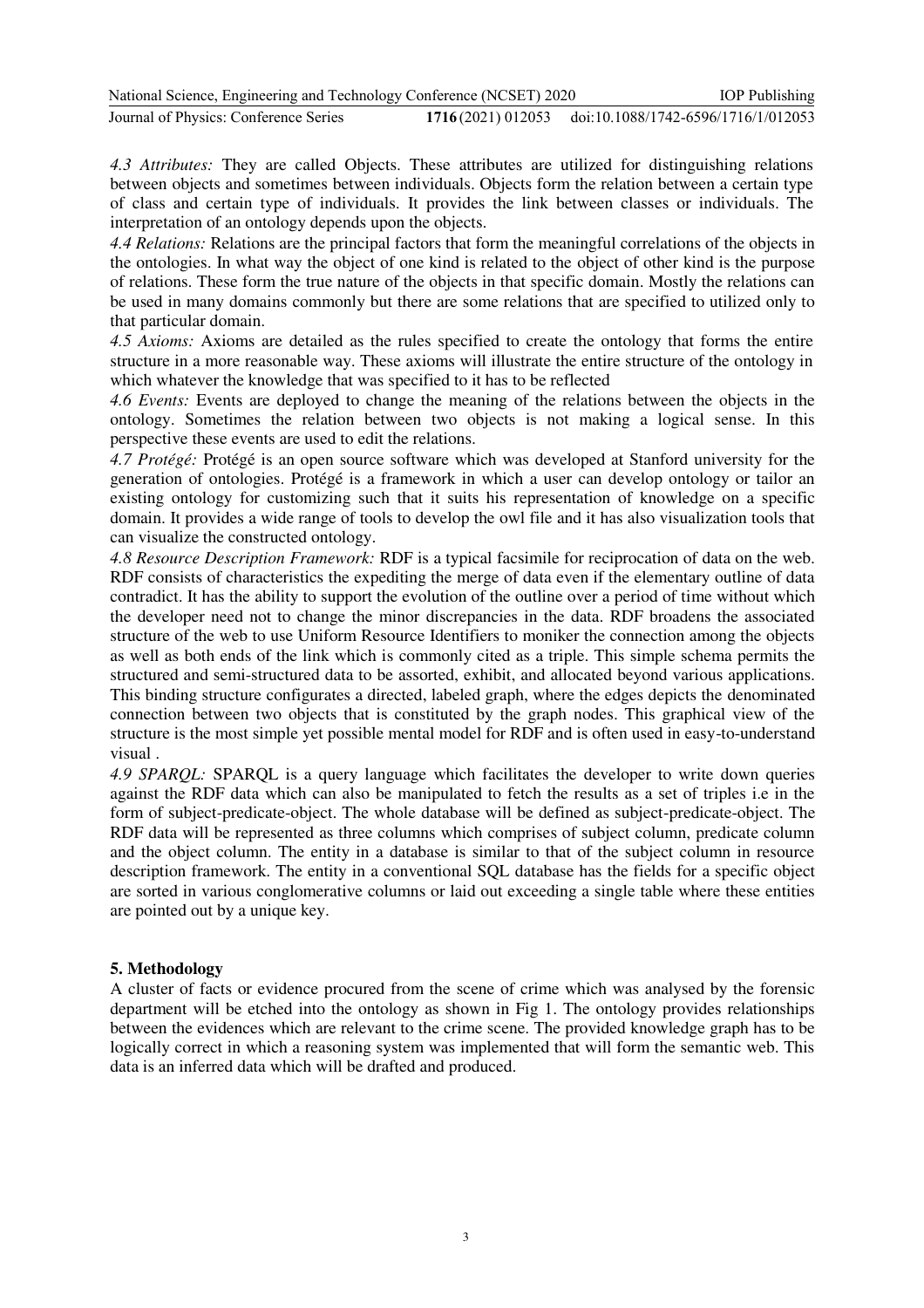*4.3 Attributes:* They are called Objects. These attributes are utilized for distinguishing relations between objects and sometimes between individuals. Objects form the relation between a certain type of class and certain type of individuals. It provides the link between classes or individuals. The interpretation of an ontology depends upon the objects.

*4.4 Relations:* Relations are the principal factors that form the meaningful correlations of the objects in the ontologies. In what way the object of one kind is related to the object of other kind is the purpose of relations. These form the true nature of the objects in that specific domain. Mostly the relations can be used in many domains commonly but there are some relations that are specified to utilized only to that particular domain.

*4.5 Axioms:* Axioms are detailed as the rules specified to create the ontology that forms the entire structure in a more reasonable way. These axioms will illustrate the entire structure of the ontology in which whatever the knowledge that was specified to it has to be reflected

*4.6 Events:* Events are deployed to change the meaning of the relations between the objects in the ontology. Sometimes the relation between two objects is not making a logical sense. In this perspective these events are used to edit the relations.

*4.7 Protégé:* Protégé is an open source software which was developed at Stanford university for the generation of ontologies. Protégé is a framework in which a user can develop ontology or tailor an existing ontology for customizing such that it suits his representation of knowledge on a specific domain. It provides a wide range of tools to develop the owl file and it has also visualization tools that can visualize the constructed ontology.

*4.8 Resource Description Framework:* RDF is a typical facsimile for reciprocation of data on the web. RDF consists of characteristics the expediting the merge of data even if the elementary outline of data contradict. It has the ability to support the evolution of the outline over a period of time without which the developer need not to change the minor discrepancies in the data. RDF broadens the associated structure of the web to use Uniform Resource Identifiers to moniker the connection among the objects as well as both ends of the link which is commonly cited as a triple. This simple schema permits the structured and semi-structured data to be assorted, exhibit, and allocated beyond various applications. This binding structure configurates a directed, labeled graph, where the edges depicts the denominated connection between two objects that is constituted by the graph nodes. This graphical view of the structure is the most simple yet possible mental model for RDF and is often used in easy-to-understand visual .

*4.9 SPARQL:* SPARQL is a query language which facilitates the developer to write down queries against the RDF data which can also be manipulated to fetch the results as a set of triples i.e in the form of subject-predicate-object. The whole database will be defined as subject-predicate-object. The RDF data will be represented as three columns which comprises of subject column, predicate column and the object column. The entity in a database is similar to that of the subject column in resource description framework. The entity in a conventional SQL database has the fields for a specific object are sorted in various conglomerative columns or laid out exceeding a single table where these entities are pointed out by a unique key.

## 5. Methodology

A cluster of facts or evidence procured from the scene of crime which was analysed by the forensic department will be etched into the ontology as shown in Fig 1. The ontology provides relationships between the evidences which are relevant to the crime scene. The provided knowledge graph has to be logically correct in which a reasoning system was implemented that will form the semantic web. This data is an inferred data which will be drafted and produced.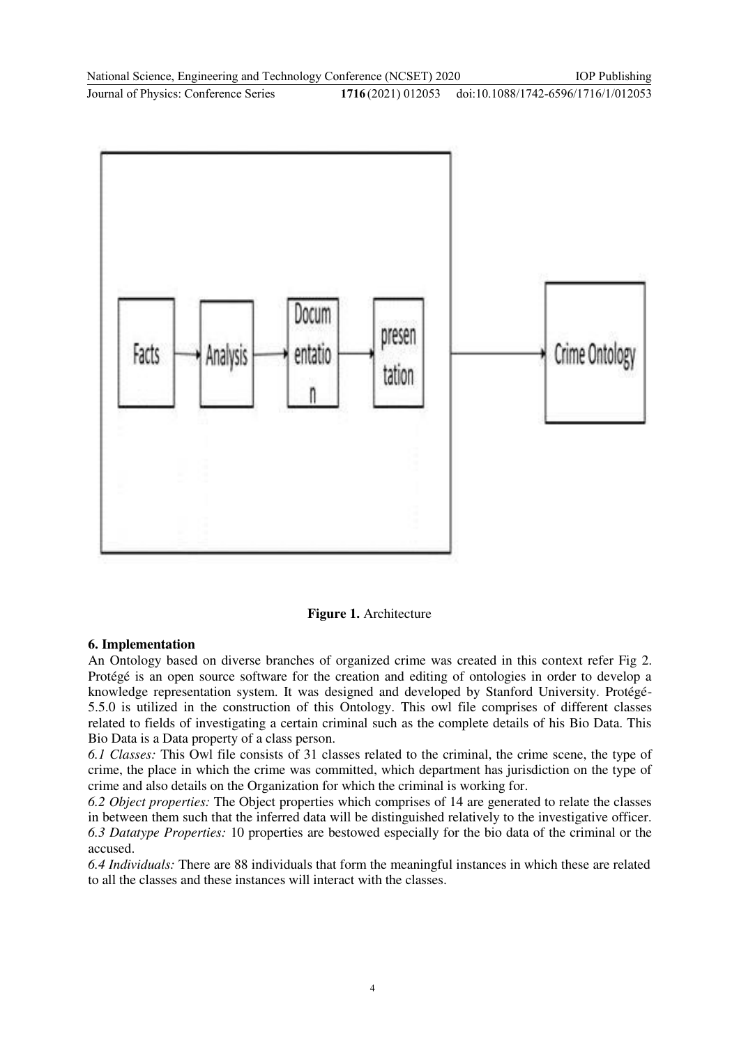**Figure 1.** Architecture

## 6. Implementation

An Ontology based on diverse branches of organized crime was created in this context refer Fig 2. Protégé is an open source software for the creation and editing of ontologies in order to develop a knowledge representation system. It was designed and developed by Stanford University. Protégé-5.5.0 is utilized in the construction of this Ontology. This owl file comprises of different classes related to fields of investigating a certain criminal such as the complete details of his Bio Data. This Bio Data is a Data property of a class person.

*6.1 Classes:* This Owl file consists of 31 classes related to the criminal, the crime scene, the type of crime, the place in which the crime was committed, which department has jurisdiction on the type of crime and also details on the Organization for which the criminal is working for.

*6.2 Object properties:* The Object properties which comprises of 14 are generated to relate the classes in between them such that the inferred data will be distinguished relatively to the investigative officer.

*6.3 Datatype Properties:* 10 properties are bestowed especially for the bio data of the criminal or the accused.

*6.4 Individuals:* There are 88 individuals that form the meaningful instances in which these are related to all the classes and these instances will interact with the classes.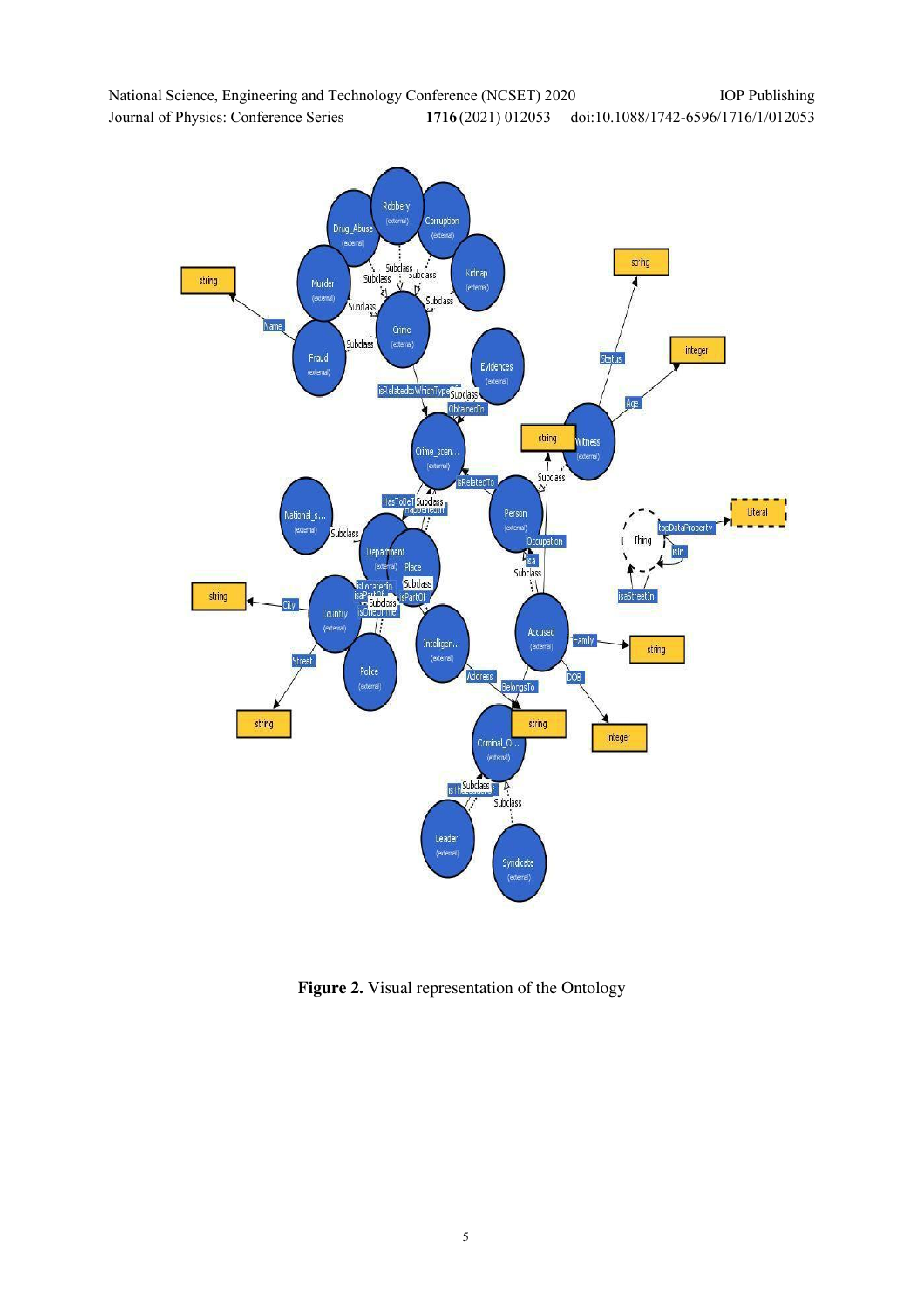**Figure 2.** Visual representation of the Ontology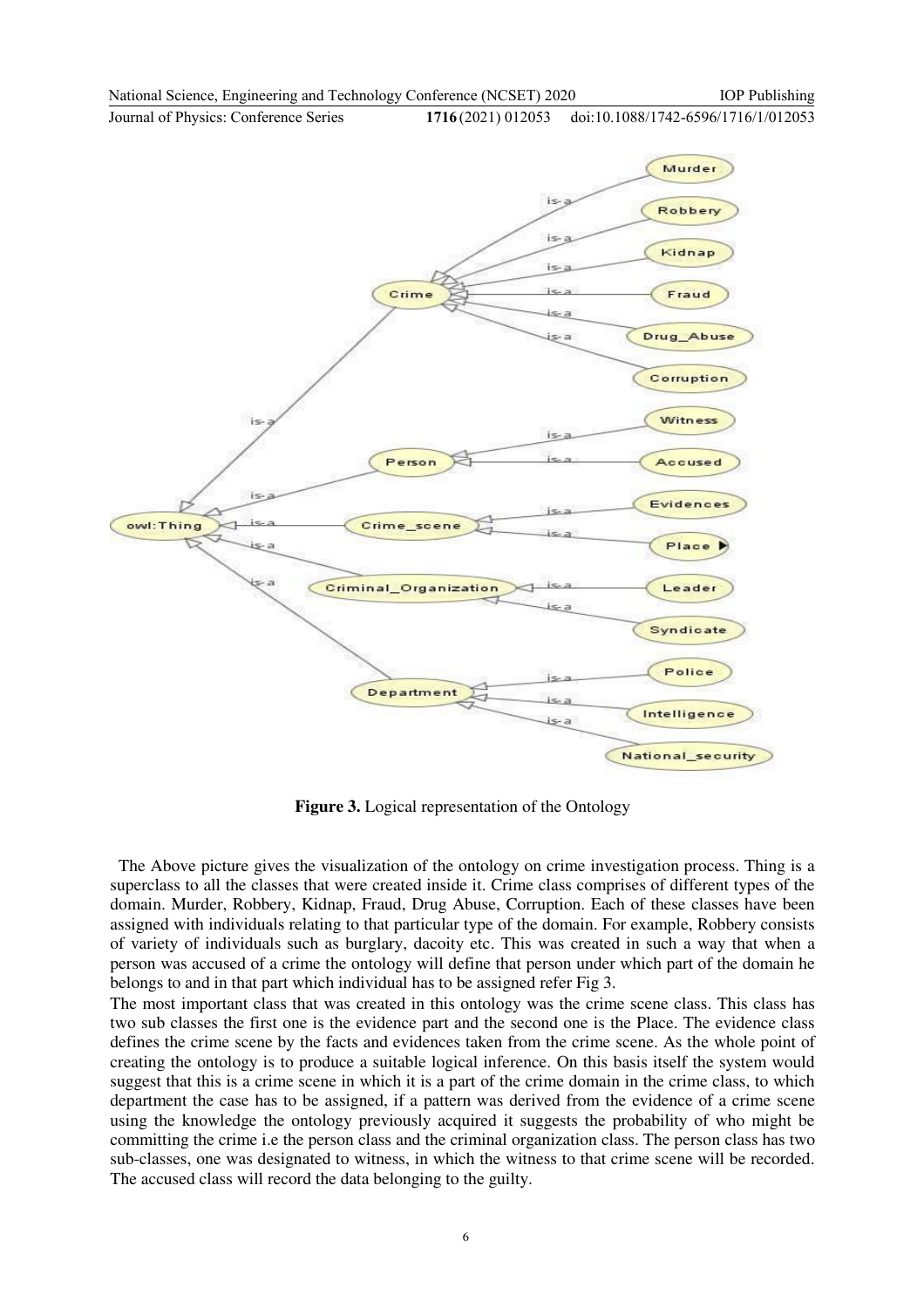**Figure 3.** Logical representation of the Ontology

The Above picture gives the visualization of the ontology on crime investigation process. Thing is a superclass to all the classes that were created inside it. Crime class comprises of different types of the domain. Murder, Robbery, Kidnap, Fraud, Drug Abuse, Corruption. Each of these classes have been assigned with individuals relating to that particular type of the domain. For example, Robbery consists of variety of individuals such as burglary, dacoity etc. This was created in such a way that when a person was accused of a crime the ontology will define that person under which part of the domain he belongs to and in that part which individual has to be assigned refer Fig 3.

The most important class that was created in this ontology was the crime scene class. This class has two sub classes the first one is the evidence part and the second one is the Place. The evidence class defines the crime scene by the facts and evidences taken from the crime scene. As the whole point of creating the ontology is to produce a suitable logical inference. On this basis itself the system would suggest that this is a crime scene in which it is a part of the crime domain in the crime class, to which department the case has to be assigned, if a pattern was derived from the evidence of a crime scene using the knowledge the ontology previously acquired it suggests the probability of who might be committing the crime i.e the person class and the criminal organization class. The person class has two sub-classes, one was designated to witness, in which the witness to that crime scene will be recorded. The accused class will record the data belonging to the guilty.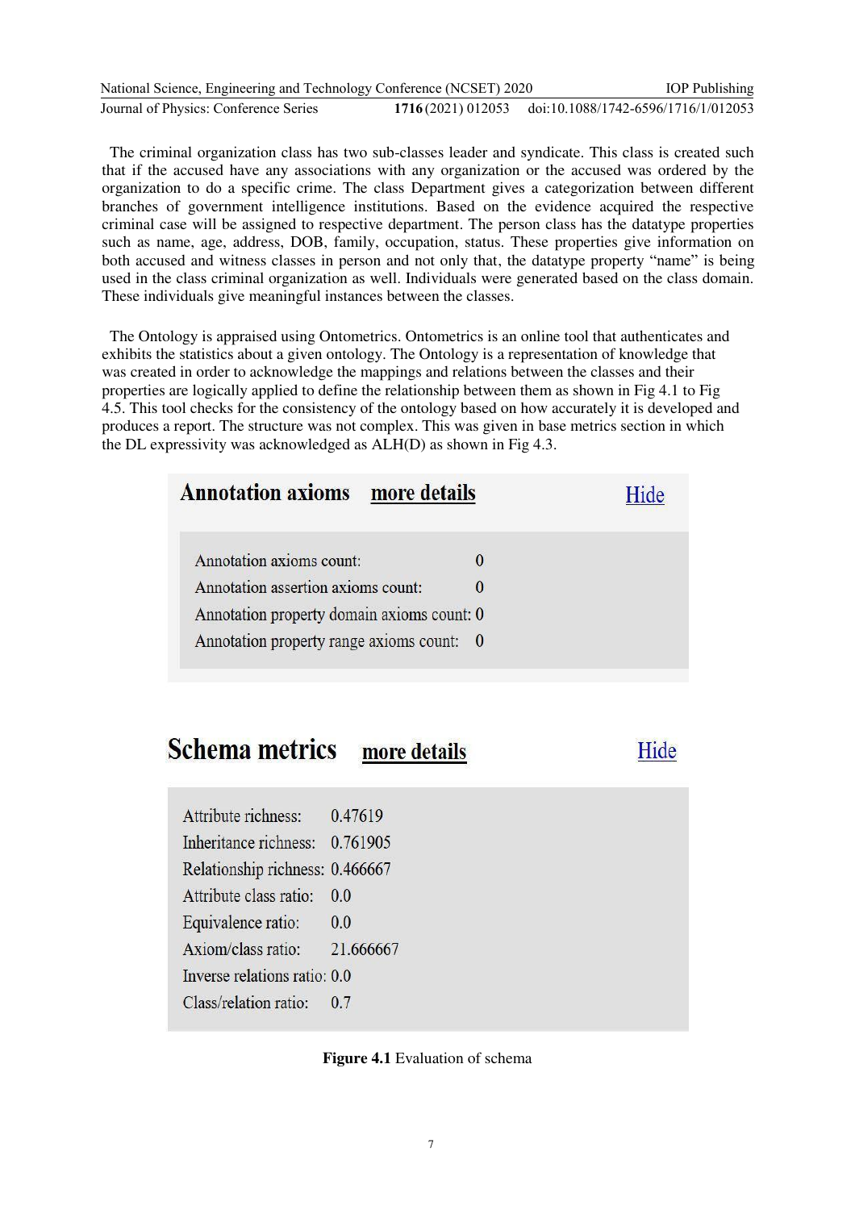The criminal organization class has two sub-classes leader and syndicate. This class is created such that if the accused have any associations with any organization or the accused was ordered by the organization to do a specific crime. The class Department gives a categorization between different branches of government intelligence institutions. Based on the evidence acquired the respective criminal case will be assigned to respective department. The person class has the datatype properties such as name, age, address, DOB, family, occupation, status. These properties give information on both accused and witness classes in person and not only that, the datatype property "name" is being used in the class criminal organization as well. Individuals were generated based on the class domain. These individuals give meaningful instances between the classes.

The Ontology is appraised using Ontometrics. Ontometrics is an online tool that authenticates and exhibits the statistics about a given ontology. The Ontology is a representation of knowledge that was created in order to acknowledge the mappings and relations between the classes and their properties are logically applied to define the relationship between them as shown in Fig 4.1 to Fig 4.5. This tool checks for the consistency of the ontology based on how accurately it is developed and produces a report. The structure was not complex. This was given in base metrics section in which the DL expressivity was acknowledged as ALH(D) as shown in Fig 4.3.

**Annotation axioms** more details Hide

| | |
|---|---|
| Annotation axioms count: | 0 |
| Annotation assertion axioms count: | 0 |
| Annotation property domain axioms count: | 0 |
| Annotation property range axioms count: | 0 |

**Schema metrics** more details Hide

| | |
|---|---|
| Attribute richness: | 0.47619 |
| Inheritance richness: | 0.761905 |
| Relationship richness: | 0.466667 |
| Attribute class ratio: | 0.0 |
| Equivalence ratio: | 0.0 |
| Axiom/class ratio: | 21.666667 |
| Inverse relations ratio: | 0.0 |
| Class/relation ratio: | 0.7 |

**Figure 4.1** Evaluation of schema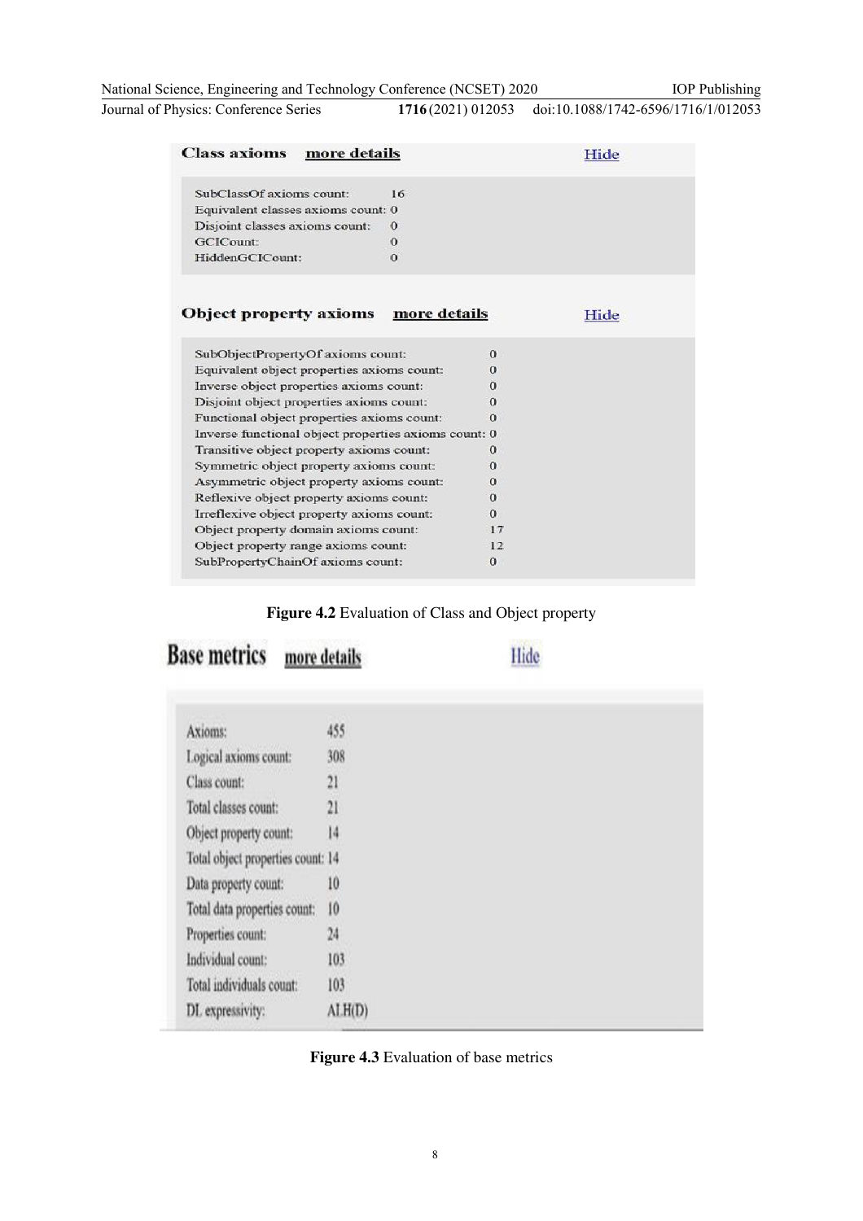**Class axioms** more details Hide

| | |
|---|---|
| SubClassOf axioms count: | 16 |
| Equivalent classes axioms count: | 0 |
| Disjoint classes axioms count: | 0 |
| GCICount: | 0 |
| HiddenGCICount: | 0 |

**Object property axioms** more details Hide

| | |
|---|---|
| SubObjectPropertyOf axioms count: | 0 |
| Equivalent object properties axioms count: | 0 |
| Inverse object properties axioms count: | 0 |
| Disjoint object properties axioms count: | 0 |
| Functional object properties axioms count: | 0 |
| Inverse functional object properties axioms count: | 0 |
| Transitive object property axioms count: | 0 |
| Symmetric object property axioms count: | 0 |
| Asymmetric object property axioms count: | 0 |
| Reflexive object property axioms count: | 0 |
| Irreflexive object property axioms count: | 0 |
| Object property domain axioms count: | 17 |
| Object property range axioms count: | 12 |
| SubPropertyChainOf axioms count: | 0 |

**Figure 4.2** Evaluation of Class and Object property

**Base metrics** more details Hide

| | |
|---|---|
| Axioms: | 455 |
| Logical axioms count: | 308 |
| Class count: | 21 |
| Total classes count: | 21 |
| Object property count: | 14 |
| Total object properties count: | 14 |
| Data property count: | 10 |
| Total data properties count: | 10 |
| Properties count: | 24 |
| Individual count: | 103 |
| Total individuals count: | 103 |
| DL expressivity: | ALH(D) |

**Figure 4.3** Evaluation of base metrics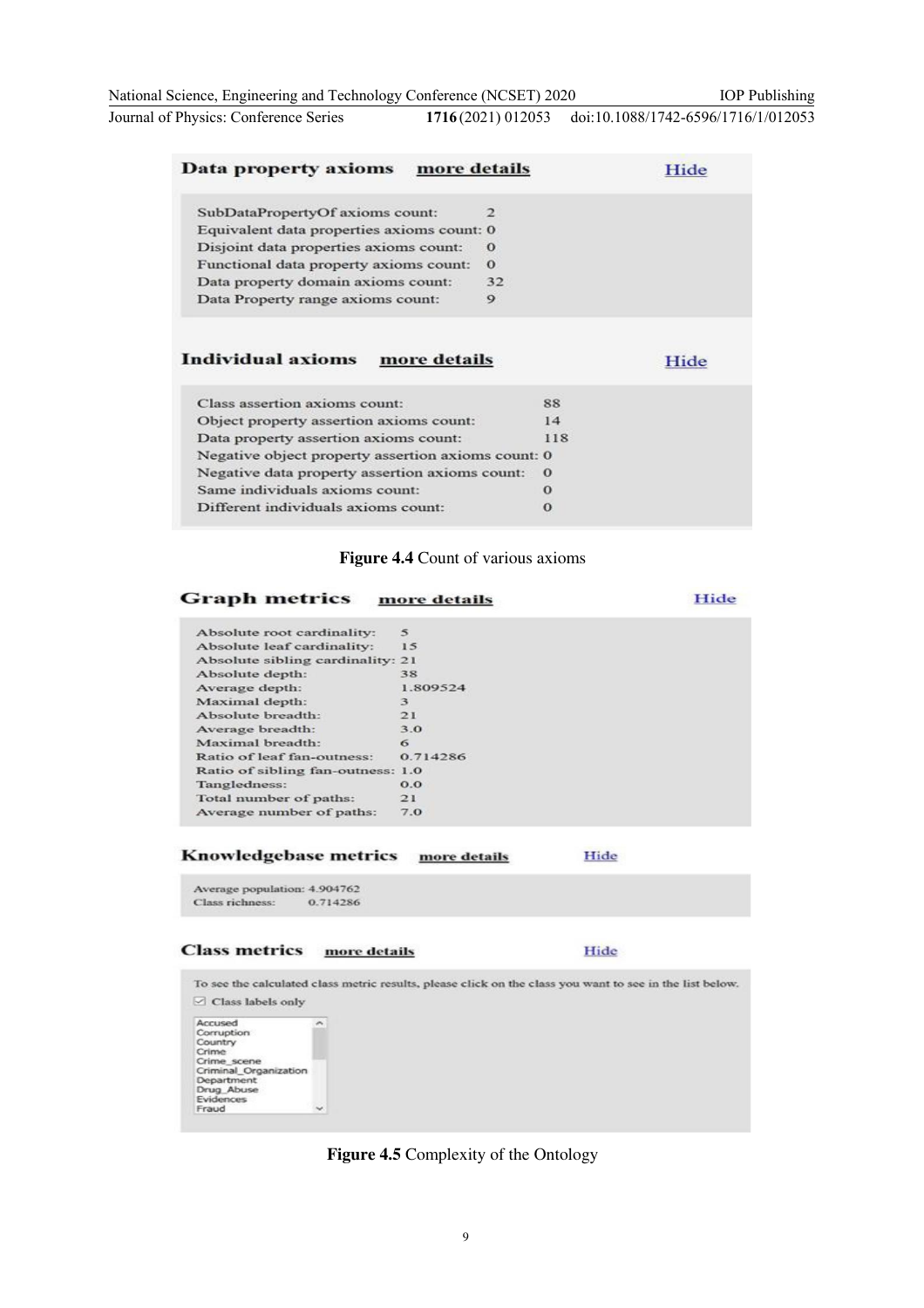**Data property axioms** more details Hide

| | |
|---|---|
| SubDataPropertyOf axioms count: | 2 |
| Equivalent data properties axioms count: | 0 |
| Disjoint data properties axioms count: | 0 |
| Functional data property axioms count: | 0 |
| Data property domain axioms count: | 32 |
| Data Property range axioms count: | 9 |

**Individual axioms** more details Hide

| | |
|---|---|
| Class assertion axioms count: | 88 |
| Object property assertion axioms count: | 14 |
| Data property assertion axioms count: | 118 |
| Negative object property assertion axioms count: | 0 |
| Negative data property assertion axioms count: | 0 |
| Same individuals axioms count: | 0 |
| Different individuals axioms count: | 0 |

**Figure 4.4** Count of various axioms

**Graph metrics** more details Hide

| | |
|---|---|
| Absolute root cardinality: | 5 |
| Absolute leaf cardinality: | 15 |
| Absolute sibling cardinality: | 21 |
| Absolute depth: | 38 |
| Average depth: | 1.809524 |
| Maximal depth: | 3 |
| Absolute breadth: | 21 |
| Average breadth: | 3.0 |
| Maximal breadth: | 6 |
| Ratio of leaf fan-outness: | 0.714286 |
| Ratio of sibling fan-outness: | 1.0 |
| Tangledness: | 0.0 |
| Total number of paths: | 21 |
| Average number of paths: | 7.0 |

**Knowledgebase metrics** more details Hide

| | |
|---|---|
| Average population: | 4.904762 |
| Class richness: | 0.714286 |

**Class metrics** more details Hide

To see the calculated class metric results, please click on the class you want to see in the list below.

☑ Class labels only

- Accused
- Corruption
- Country
- Crime
- Crime_scene
- Criminal_Organization
- Department
- Drug_Abuse
- Evidences
- Fraud

**Figure 4.5** Complexity of the Ontology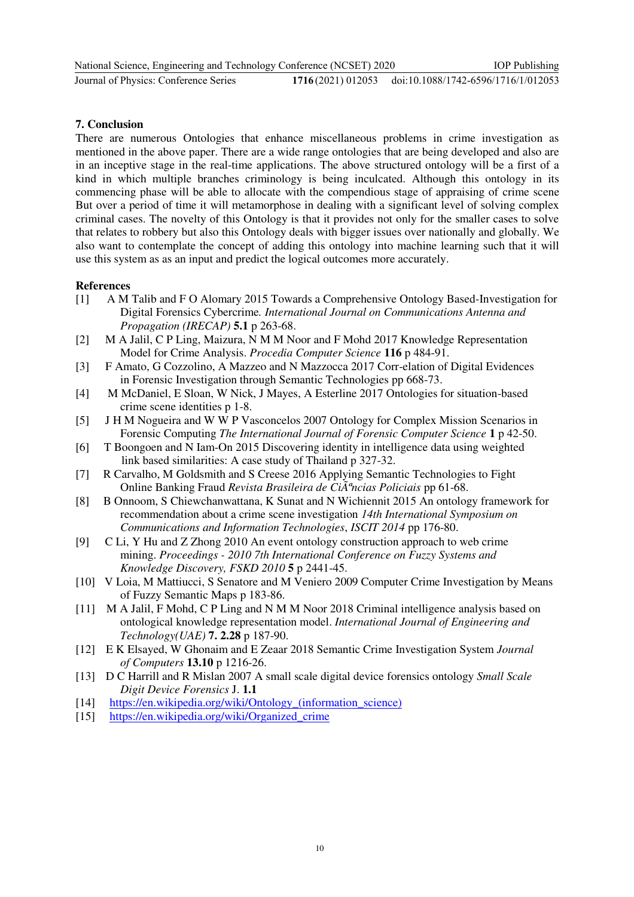## 7. Conclusion

There are numerous Ontologies that enhance miscellaneous problems in crime investigation as mentioned in the above paper. There are a wide range ontologies that are being developed and also are in an inceptive stage in the real-time applications. The above structured ontology will be a first of a kind in which multiple branches criminology is being inculcated. Although this ontology in its commencing phase will be able to allocate with the compendious stage of appraising of crime scene But over a period of time it will metamorphose in dealing with a significant level of solving complex criminal cases. The novelty of this Ontology is that it provides not only for the smaller cases to solve that relates to robbery but also this Ontology deals with bigger issues over nationally and globally. We also want to contemplate the concept of adding this ontology into machine learning such that it will use this system as as an input and predict the logical outcomes more accurately.

## References

[1] A M Talib and F O Alomary 2015 Towards a Comprehensive Ontology Based-Investigation for Digital Forensics Cybercrime. *International Journal on Communications Antenna and Propagation (IRECAP)* **5.1** p 263-68.

[2] M A Jalil, C P Ling, Maizura, N M M Noor and F Mohd 2017 Knowledge Representation Model for Crime Analysis. *Procedia Computer Science* **116** p 484-91.

[3] F Amato, G Cozzolino, A Mazzeo and N Mazzocca 2017 Corr-elation of Digital Evidences in Forensic Investigation through Semantic Technologies pp 668-73.

[4] M McDaniel, E Sloan, W Nick, J Mayes, A Esterline 2017 Ontologies for situation-based crime scene identities p 1-8.

[5] J H M Nogueira and W W P Vasconcelos 2007 Ontology for Complex Mission Scenarios in Forensic Computing *The International Journal of Forensic Computer Science* **1** p 42-50.

[6] T Boongoen and N Iam-On 2015 Discovering identity in intelligence data using weighted link based similarities: A case study of Thailand p 327-32.

[7] R Carvalho, M Goldsmith and S Creese 2016 Applying Semantic Technologies to Fight Online Banking Fraud *Revista Brasileira de CiÃªncias Policiais* pp 61-68.

[8] B Onnoom, S Chiewchanwattana, K Sunat and N Wichiennit 2015 An ontology framework for recommendation about a crime scene investigation *14th International Symposium on Communications and Information Technologies*, *ISCIT 2014* pp 176-80.

[9] C Li, Y Hu and Z Zhong 2010 An event ontology construction approach to web crime mining. *Proceedings - 2010 7th International Conference on Fuzzy Systems and Knowledge Discovery, FSKD 2010* **5** p 2441-45.

[10] V Loia, M Mattiucci, S Senatore and M Veniero 2009 Computer Crime Investigation by Means of Fuzzy Semantic Maps p 183-86.

[11] M A Jalil, F Mohd, C P Ling and N M M Noor 2018 Criminal intelligence analysis based on ontological knowledge representation model. *International Journal of Engineering and Technology(UAE)* **7. 2.28** p 187-90.

[12] E K Elsayed, W Ghonaim and E Zeaar 2018 Semantic Crime Investigation System *Journal of Computers* **13.10** p 1216-26.

[13] D C Harrill and R Mislan 2007 A small scale digital device forensics ontology *Small Scale Digit Device Forensics* J. **1.1**

[14] https://en.wikipedia.org/wiki/Ontology_(information_science)

[15] https://en.wikipedia.org/wiki/Organized_crime